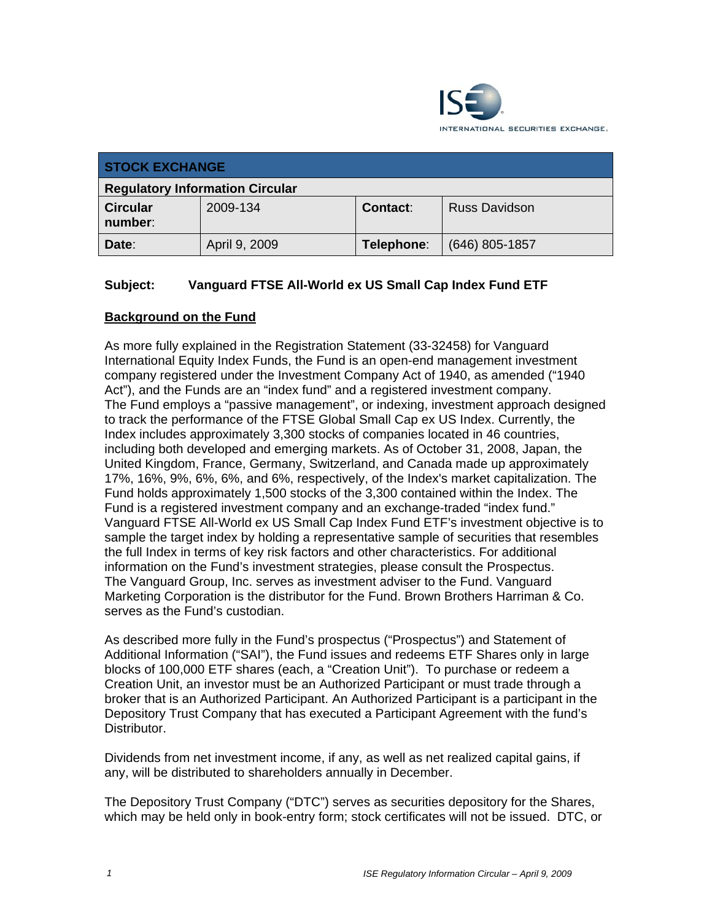| STOCK EXCHANGE | | | |
|---|---|---|---|
| **Regulatory Information Circular** | | | |
| **Circular number**: | 2009-134 | **Contact**: | Russ Davidson |
| **Date**: | April 9, 2009 | **Telephone**: | (646) 805-1857 |

**Subject: Vanguard FTSE All-World ex US Small Cap Index Fund ETF**

## Background on the Fund

As more fully explained in the Registration Statement (33-32458) for Vanguard International Equity Index Funds, the Fund is an open-end management investment company registered under the Investment Company Act of 1940, as amended ("1940 Act"), and the Funds are an "index fund" and a registered investment company. The Fund employs a "passive management", or indexing, investment approach designed to track the performance of the FTSE Global Small Cap ex US Index. Currently, the Index includes approximately 3,300 stocks of companies located in 46 countries, including both developed and emerging markets. As of October 31, 2008, Japan, the United Kingdom, France, Germany, Switzerland, and Canada made up approximately 17%, 16%, 9%, 6%, 6%, and 6%, respectively, of the Index's market capitalization. The Fund holds approximately 1,500 stocks of the 3,300 contained within the Index. The Fund is a registered investment company and an exchange-traded "index fund." Vanguard FTSE All-World ex US Small Cap Index Fund ETF's investment objective is to sample the target index by holding a representative sample of securities that resembles the full Index in terms of key risk factors and other characteristics. For additional information on the Fund's investment strategies, please consult the Prospectus. The Vanguard Group, Inc. serves as investment adviser to the Fund. Vanguard Marketing Corporation is the distributor for the Fund. Brown Brothers Harriman & Co. serves as the Fund's custodian.

As described more fully in the Fund's prospectus ("Prospectus") and Statement of Additional Information ("SAI"), the Fund issues and redeems ETF Shares only in large blocks of 100,000 ETF shares (each, a "Creation Unit"). To purchase or redeem a Creation Unit, an investor must be an Authorized Participant or must trade through a broker that is an Authorized Participant. An Authorized Participant is a participant in the Depository Trust Company that has executed a Participant Agreement with the fund's Distributor.

Dividends from net investment income, if any, as well as net realized capital gains, if any, will be distributed to shareholders annually in December.

The Depository Trust Company ("DTC") serves as securities depository for the Shares, which may be held only in book-entry form; stock certificates will not be issued. DTC, or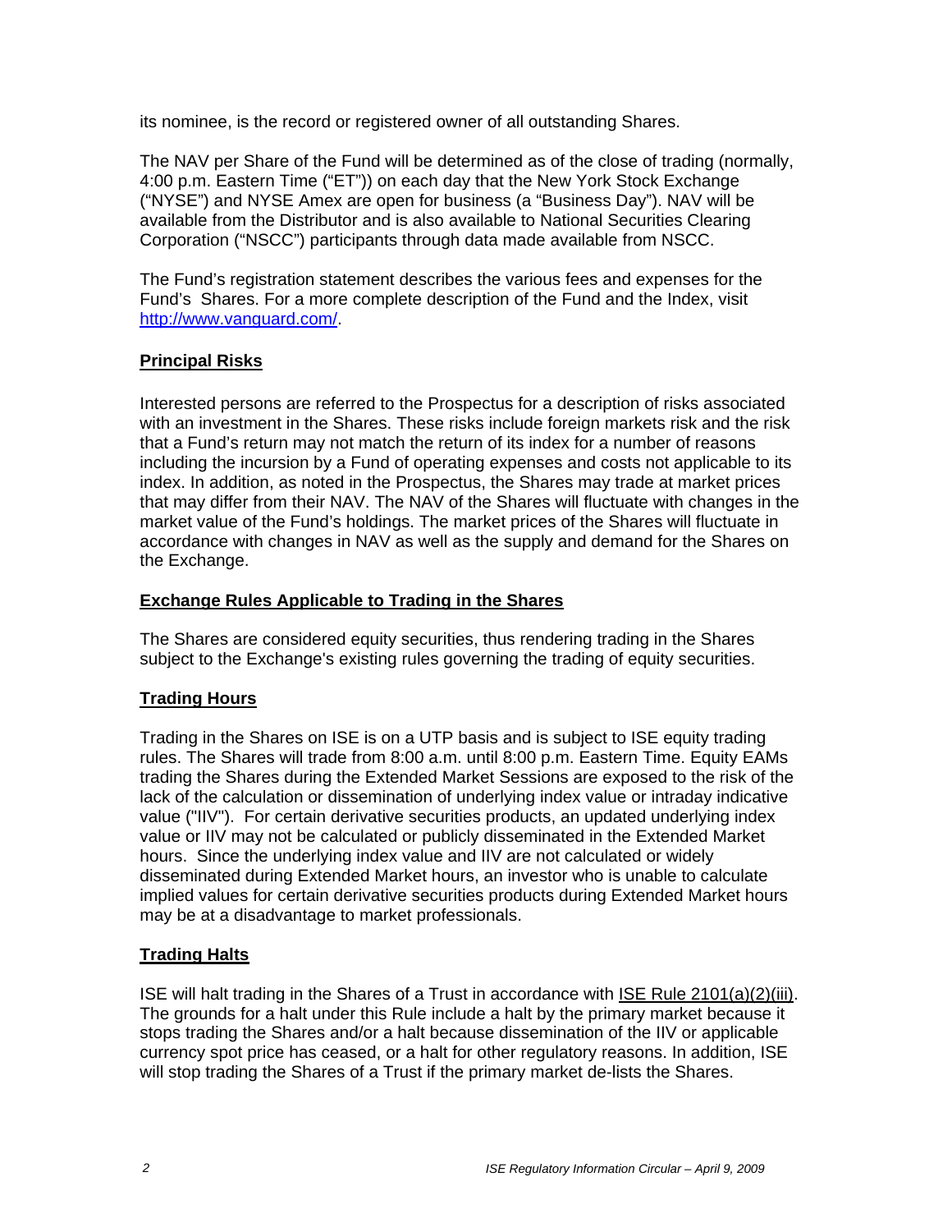its nominee, is the record or registered owner of all outstanding Shares.

The NAV per Share of the Fund will be determined as of the close of trading (normally, 4:00 p.m. Eastern Time ("ET")) on each day that the New York Stock Exchange ("NYSE") and NYSE Amex are open for business (a "Business Day"). NAV will be available from the Distributor and is also available to National Securities Clearing Corporation ("NSCC") participants through data made available from NSCC.

The Fund's registration statement describes the various fees and expenses for the Fund's Shares. For a more complete description of the Fund and the Index, visit http://www.vanguard.com/.

## Principal Risks

Interested persons are referred to the Prospectus for a description of risks associated with an investment in the Shares. These risks include foreign markets risk and the risk that a Fund's return may not match the return of its index for a number of reasons including the incursion by a Fund of operating expenses and costs not applicable to its index. In addition, as noted in the Prospectus, the Shares may trade at market prices that may differ from their NAV. The NAV of the Shares will fluctuate with changes in the market value of the Fund's holdings. The market prices of the Shares will fluctuate in accordance with changes in NAV as well as the supply and demand for the Shares on the Exchange.

## Exchange Rules Applicable to Trading in the Shares

The Shares are considered equity securities, thus rendering trading in the Shares subject to the Exchange's existing rules governing the trading of equity securities.

## Trading Hours

Trading in the Shares on ISE is on a UTP basis and is subject to ISE equity trading rules. The Shares will trade from 8:00 a.m. until 8:00 p.m. Eastern Time. Equity EAMs trading the Shares during the Extended Market Sessions are exposed to the risk of the lack of the calculation or dissemination of underlying index value or intraday indicative value ("IIV"). For certain derivative securities products, an updated underlying index value or IIV may not be calculated or publicly disseminated in the Extended Market hours. Since the underlying index value and IIV are not calculated or widely disseminated during Extended Market hours, an investor who is unable to calculate implied values for certain derivative securities products during Extended Market hours may be at a disadvantage to market professionals.

## Trading Halts

ISE will halt trading in the Shares of a Trust in accordance with ISE Rule 2101(a)(2)(iii). The grounds for a halt under this Rule include a halt by the primary market because it stops trading the Shares and/or a halt because dissemination of the IIV or applicable currency spot price has ceased, or a halt for other regulatory reasons. In addition, ISE will stop trading the Shares of a Trust if the primary market de-lists the Shares.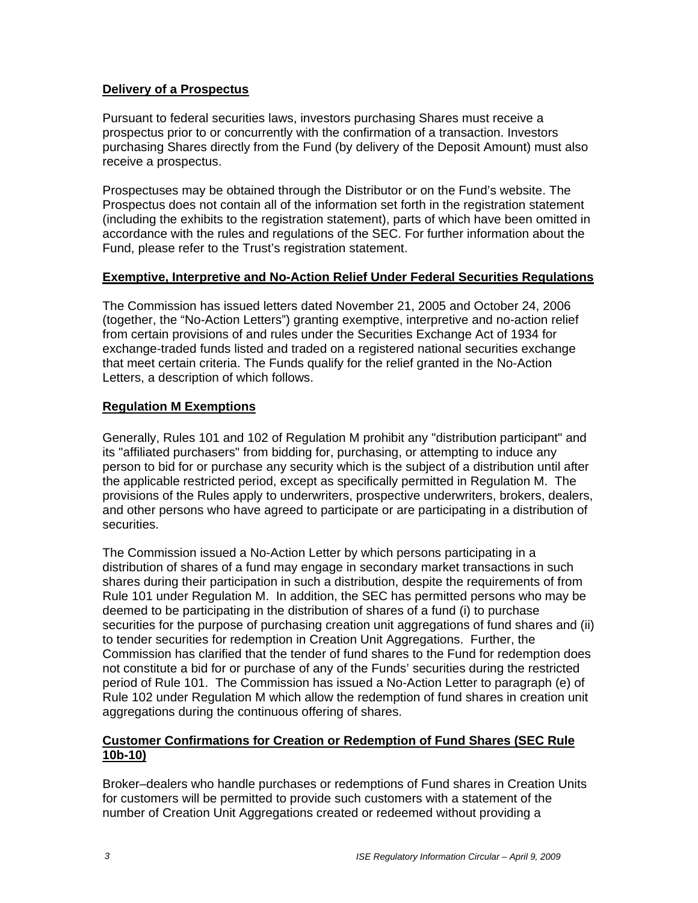**Delivery of a Prospectus**

Pursuant to federal securities laws, investors purchasing Shares must receive a prospectus prior to or concurrently with the confirmation of a transaction. Investors purchasing Shares directly from the Fund (by delivery of the Deposit Amount) must also receive a prospectus.

Prospectuses may be obtained through the Distributor or on the Fund's website. The Prospectus does not contain all of the information set forth in the registration statement (including the exhibits to the registration statement), parts of which have been omitted in accordance with the rules and regulations of the SEC. For further information about the Fund, please refer to the Trust's registration statement.

**Exemptive, Interpretive and No-Action Relief Under Federal Securities Regulations**

The Commission has issued letters dated November 21, 2005 and October 24, 2006 (together, the "No-Action Letters") granting exemptive, interpretive and no-action relief from certain provisions of and rules under the Securities Exchange Act of 1934 for exchange-traded funds listed and traded on a registered national securities exchange that meet certain criteria. The Funds qualify for the relief granted in the No-Action Letters, a description of which follows.

**Regulation M Exemptions**

Generally, Rules 101 and 102 of Regulation M prohibit any "distribution participant" and its "affiliated purchasers" from bidding for, purchasing, or attempting to induce any person to bid for or purchase any security which is the subject of a distribution until after the applicable restricted period, except as specifically permitted in Regulation M. The provisions of the Rules apply to underwriters, prospective underwriters, brokers, dealers, and other persons who have agreed to participate or are participating in a distribution of securities.

The Commission issued a No-Action Letter by which persons participating in a distribution of shares of a fund may engage in secondary market transactions in such shares during their participation in such a distribution, despite the requirements of from Rule 101 under Regulation M. In addition, the SEC has permitted persons who may be deemed to be participating in the distribution of shares of a fund (i) to purchase securities for the purpose of purchasing creation unit aggregations of fund shares and (ii) to tender securities for redemption in Creation Unit Aggregations. Further, the Commission has clarified that the tender of fund shares to the Fund for redemption does not constitute a bid for or purchase of any of the Funds' securities during the restricted period of Rule 101. The Commission has issued a No-Action Letter to paragraph (e) of Rule 102 under Regulation M which allow the redemption of fund shares in creation unit aggregations during the continuous offering of shares.

**Customer Confirmations for Creation or Redemption of Fund Shares (SEC Rule 10b-10)**

Broker–dealers who handle purchases or redemptions of Fund shares in Creation Units for customers will be permitted to provide such customers with a statement of the number of Creation Unit Aggregations created or redeemed without providing a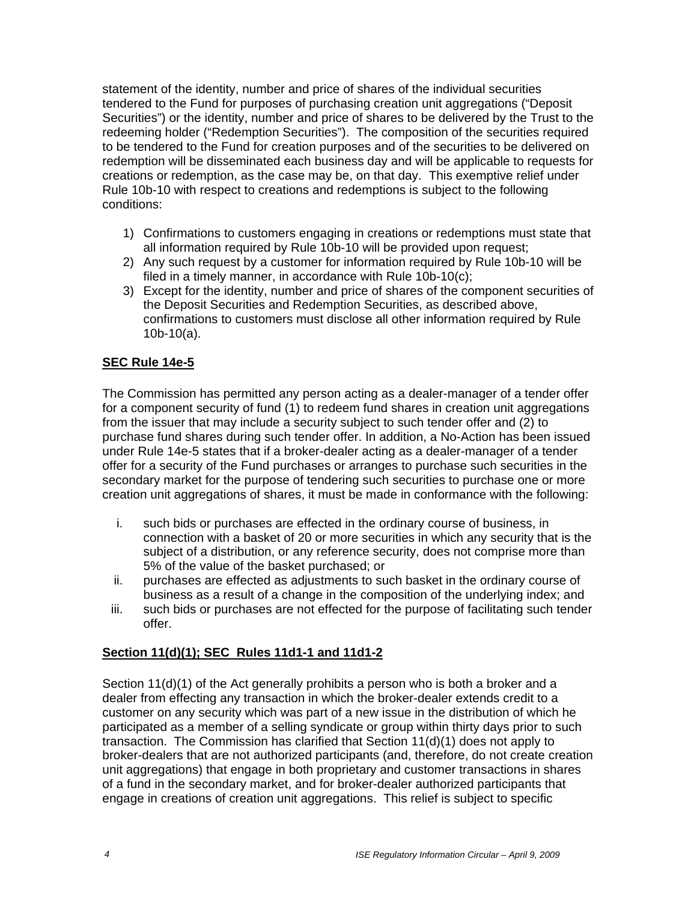statement of the identity, number and price of shares of the individual securities tendered to the Fund for purposes of purchasing creation unit aggregations ("Deposit Securities") or the identity, number and price of shares to be delivered by the Trust to the redeeming holder ("Redemption Securities"). The composition of the securities required to be tendered to the Fund for creation purposes and of the securities to be delivered on redemption will be disseminated each business day and will be applicable to requests for creations or redemption, as the case may be, on that day. This exemptive relief under Rule 10b-10 with respect to creations and redemptions is subject to the following conditions:

1) Confirmations to customers engaging in creations or redemptions must state that all information required by Rule 10b-10 will be provided upon request;
2) Any such request by a customer for information required by Rule 10b-10 will be filed in a timely manner, in accordance with Rule 10b-10(c);
3) Except for the identity, number and price of shares of the component securities of the Deposit Securities and Redemption Securities, as described above, confirmations to customers must disclose all other information required by Rule 10b-10(a).

**SEC Rule 14e-5**

The Commission has permitted any person acting as a dealer-manager of a tender offer for a component security of fund (1) to redeem fund shares in creation unit aggregations from the issuer that may include a security subject to such tender offer and (2) to purchase fund shares during such tender offer. In addition, a No-Action has been issued under Rule 14e-5 states that if a broker-dealer acting as a dealer-manager of a tender offer for a security of the Fund purchases or arranges to purchase such securities in the secondary market for the purpose of tendering such securities to purchase one or more creation unit aggregations of shares, it must be made in conformance with the following:

i. such bids or purchases are effected in the ordinary course of business, in connection with a basket of 20 or more securities in which any security that is the subject of a distribution, or any reference security, does not comprise more than 5% of the value of the basket purchased; or
ii. purchases are effected as adjustments to such basket in the ordinary course of business as a result of a change in the composition of the underlying index; and
iii. such bids or purchases are not effected for the purpose of facilitating such tender offer.

**Section 11(d)(1); SEC Rules 11d1-1 and 11d1-2**

Section 11(d)(1) of the Act generally prohibits a person who is both a broker and a dealer from effecting any transaction in which the broker-dealer extends credit to a customer on any security which was part of a new issue in the distribution of which he participated as a member of a selling syndicate or group within thirty days prior to such transaction. The Commission has clarified that Section 11(d)(1) does not apply to broker-dealers that are not authorized participants (and, therefore, do not create creation unit aggregations) that engage in both proprietary and customer transactions in shares of a fund in the secondary market, and for broker-dealer authorized participants that engage in creations of creation unit aggregations. This relief is subject to specific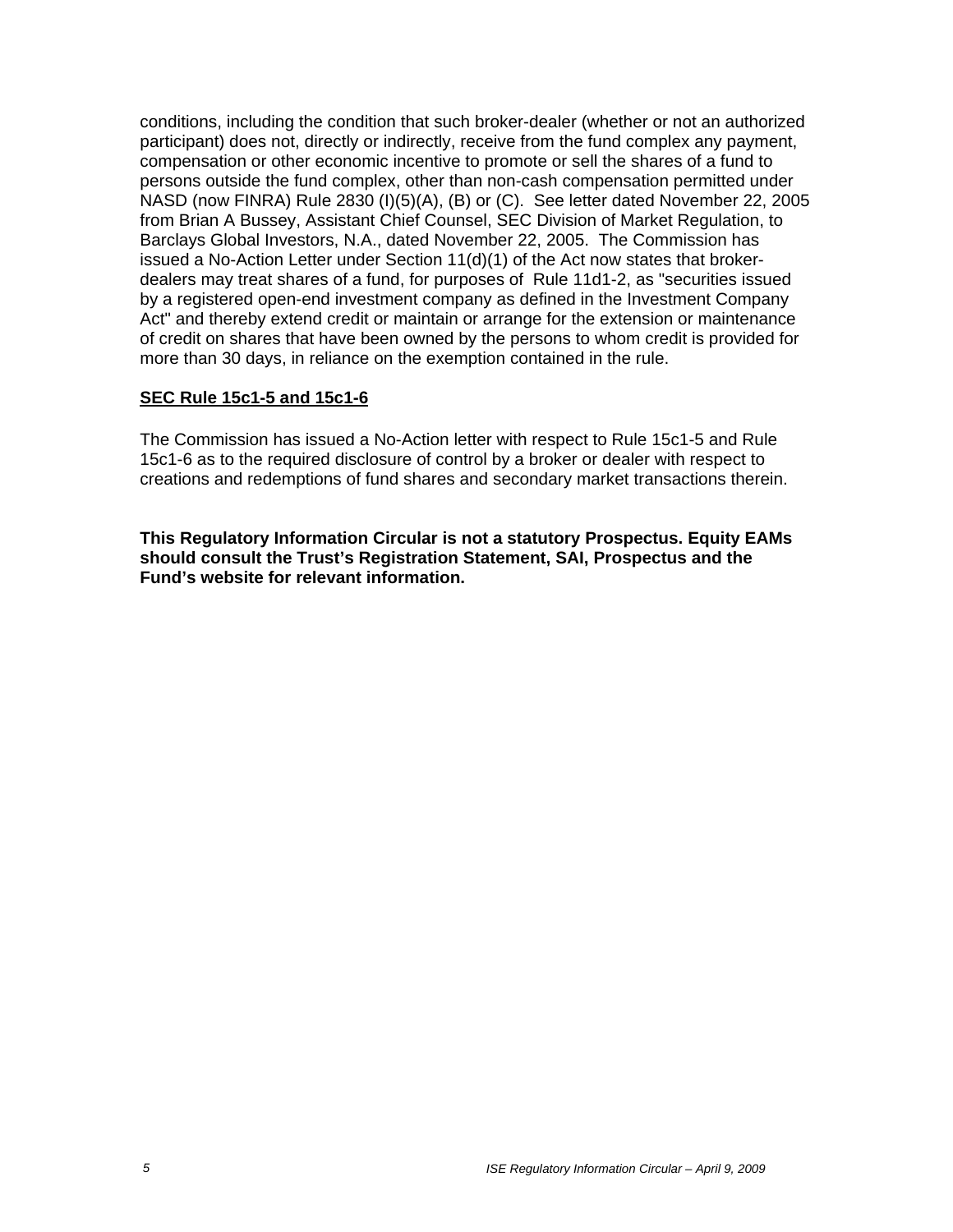conditions, including the condition that such broker-dealer (whether or not an authorized participant) does not, directly or indirectly, receive from the fund complex any payment, compensation or other economic incentive to promote or sell the shares of a fund to persons outside the fund complex, other than non-cash compensation permitted under NASD (now FINRA) Rule 2830 (I)(5)(A), (B) or (C). See letter dated November 22, 2005 from Brian A Bussey, Assistant Chief Counsel, SEC Division of Market Regulation, to Barclays Global Investors, N.A., dated November 22, 2005. The Commission has issued a No-Action Letter under Section 11(d)(1) of the Act now states that broker-dealers may treat shares of a fund, for purposes of Rule 11d1-2, as "securities issued by a registered open-end investment company as defined in the Investment Company Act" and thereby extend credit or maintain or arrange for the extension or maintenance of credit on shares that have been owned by the persons to whom credit is provided for more than 30 days, in reliance on the exemption contained in the rule.

**SEC Rule 15c1-5 and 15c1-6**

The Commission has issued a No-Action letter with respect to Rule 15c1-5 and Rule 15c1-6 as to the required disclosure of control by a broker or dealer with respect to creations and redemptions of fund shares and secondary market transactions therein.

**This Regulatory Information Circular is not a statutory Prospectus. Equity EAMs should consult the Trust's Registration Statement, SAI, Prospectus and the Fund's website for relevant information.**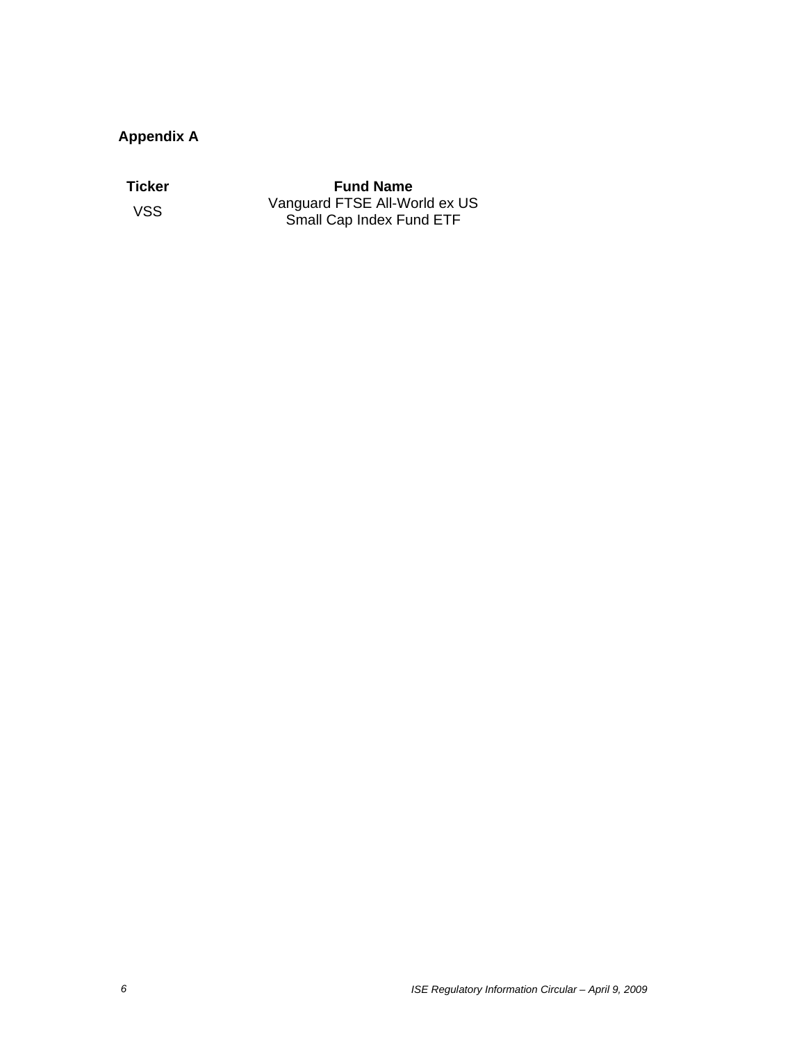**Appendix A**

| Ticker | Fund Name |
|---|---|
| VSS | Vanguard FTSE All-World ex US Small Cap Index Fund ETF |